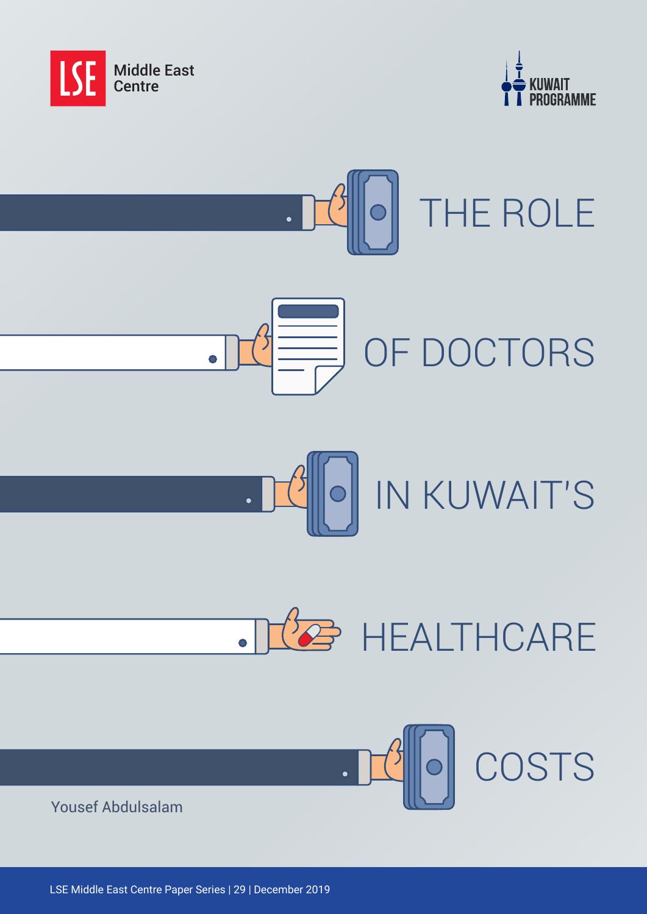LSE Middle East Centre

KUWAIT PROGRAMME

# THE ROLE OF DOCTORS IN KUWAIT'S HEALTHCARE COSTS

Yousef Abdulsalam

LSE Middle East Centre Paper Series | 29 | December 2019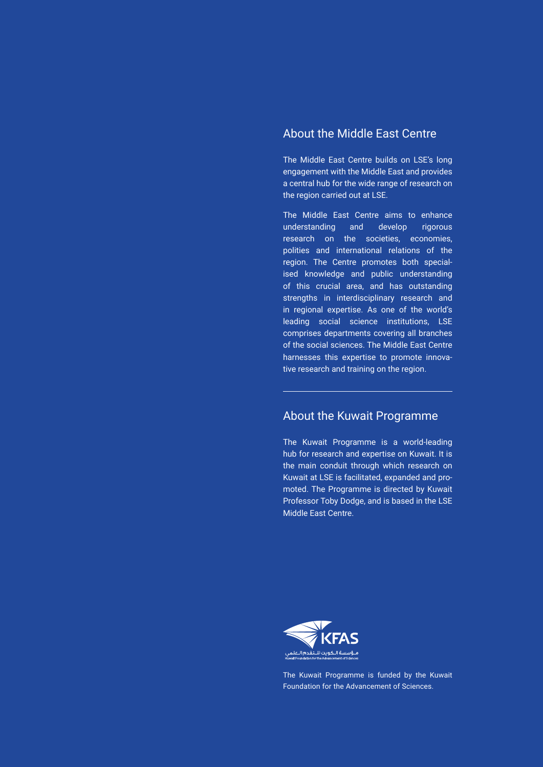## About the Middle East Centre

The Middle East Centre builds on LSE's long engagement with the Middle East and provides a central hub for the wide range of research on the region carried out at LSE.

The Middle East Centre aims to enhance understanding and develop rigorous research on the societies, economies, polities and international relations of the region. The Centre promotes both specialised knowledge and public understanding of this crucial area, and has outstanding strengths in interdisciplinary research and in regional expertise. As one of the world's leading social science institutions, LSE comprises departments covering all branches of the social sciences. The Middle East Centre harnesses this expertise to promote innovative research and training on the region.

---

## About the Kuwait Programme

The Kuwait Programme is a world-leading hub for research and expertise on Kuwait. It is the main conduit through which research on Kuwait at LSE is facilitated, expanded and promoted. The Programme is directed by Kuwait Professor Toby Dodge, and is based in the LSE Middle East Centre.

KFAS

مؤسسة الكويت للتقدم العلمي

Kuwait Foundation for the Advancement of Sciences

The Kuwait Programme is funded by the Kuwait Foundation for the Advancement of Sciences.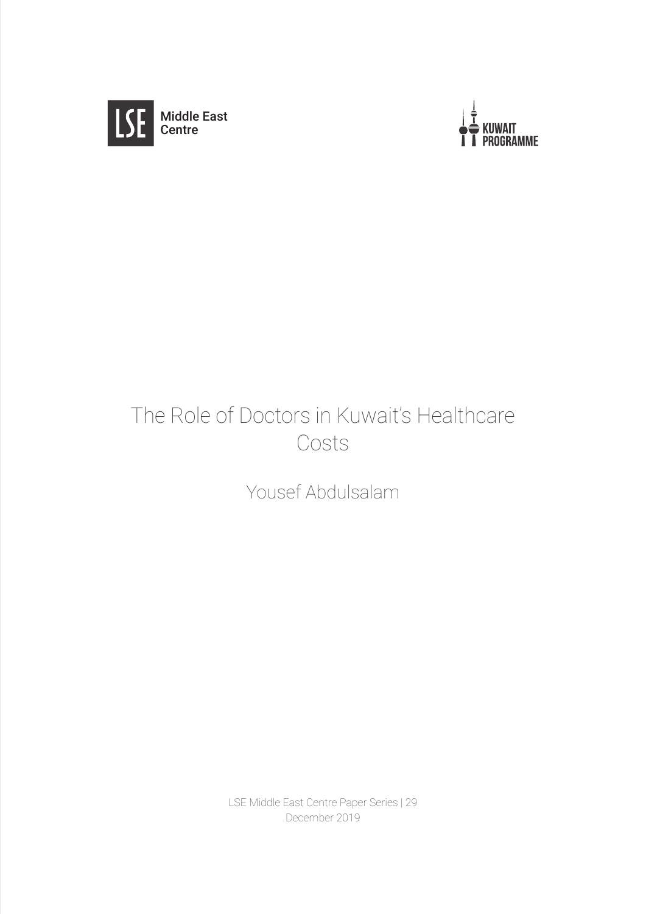LSE Middle East Centre

KUWAIT PROGRAMME

# The Role of Doctors in Kuwait's Healthcare Costs

Yousef Abdulsalam

LSE Middle East Centre Paper Series | 29

December 2019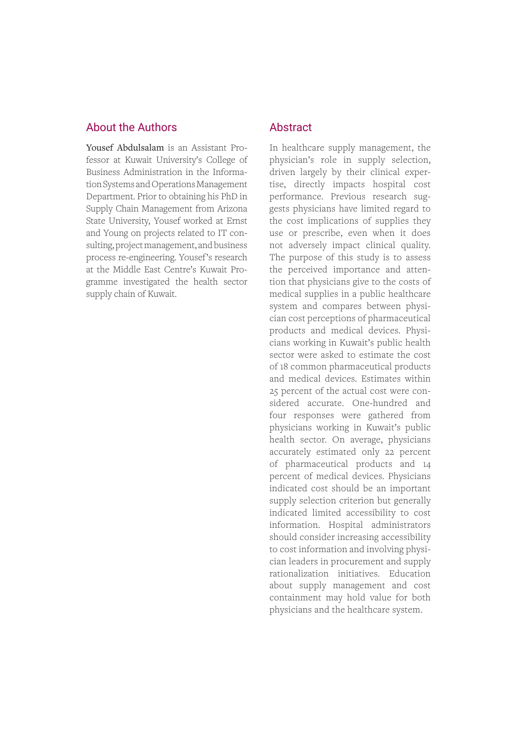## About the Authors

**Yousef Abdulsalam** is an Assistant Professor at Kuwait University's College of Business Administration in the Information Systems and Operations Management Department. Prior to obtaining his PhD in Supply Chain Management from Arizona State University, Yousef worked at Ernst and Young on projects related to IT consulting, project management, and business process re-engineering. Yousef's research at the Middle East Centre's Kuwait Programme investigated the health sector supply chain of Kuwait.

## Abstract

In healthcare supply management, the physician's role in supply selection, driven largely by their clinical expertise, directly impacts hospital cost performance. Previous research suggests physicians have limited regard to the cost implications of supplies they use or prescribe, even when it does not adversely impact clinical quality. The purpose of this study is to assess the perceived importance and attention that physicians give to the costs of medical supplies in a public healthcare system and compares between physician cost perceptions of pharmaceutical products and medical devices. Physicians working in Kuwait's public health sector were asked to estimate the cost of 18 common pharmaceutical products and medical devices. Estimates within 25 percent of the actual cost were considered accurate. One-hundred and four responses were gathered from physicians working in Kuwait's public health sector. On average, physicians accurately estimated only 22 percent of pharmaceutical products and 14 percent of medical devices. Physicians indicated cost should be an important supply selection criterion but generally indicated limited accessibility to cost information. Hospital administrators should consider increasing accessibility to cost information and involving physician leaders in procurement and supply rationalization initiatives. Education about supply management and cost containment may hold value for both physicians and the healthcare system.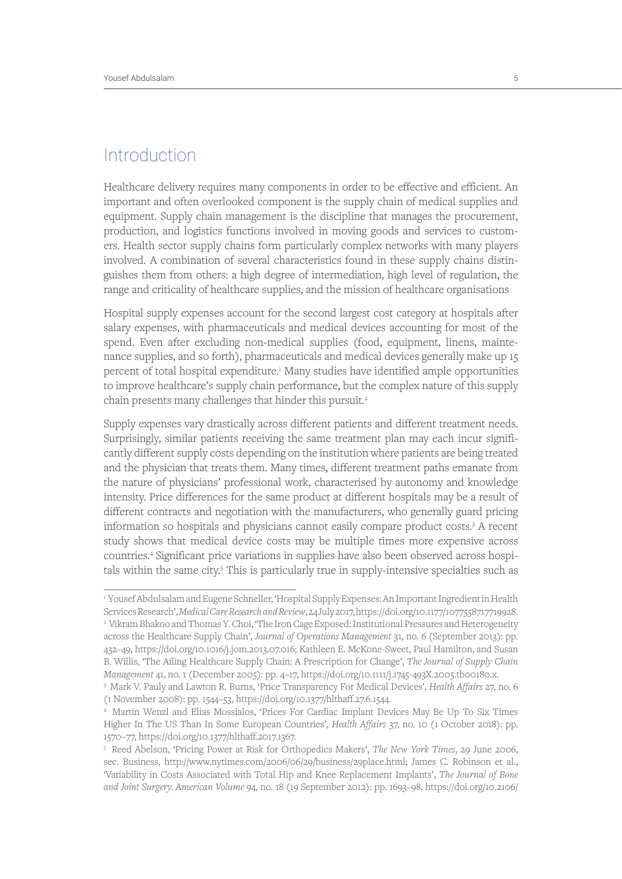## Introduction

Healthcare delivery requires many components in order to be effective and efficient. An important and often overlooked component is the supply chain of medical supplies and equipment. Supply chain management is the discipline that manages the procurement, production, and logistics functions involved in moving goods and services to customers. Health sector supply chains form particularly complex networks with many players involved. A combination of several characteristics found in these supply chains distinguishes them from others: a high degree of intermediation, high level of regulation, the range and criticality of healthcare supplies, and the mission of healthcare organisations

Hospital supply expenses account for the second largest cost category at hospitals after salary expenses, with pharmaceuticals and medical devices accounting for most of the spend. Even after excluding non-medical supplies (food, equipment, linens, maintenance supplies, and so forth), pharmaceuticals and medical devices generally make up 15 percent of total hospital expenditure.[1] Many studies have identified ample opportunities to improve healthcare's supply chain performance, but the complex nature of this supply chain presents many challenges that hinder this pursuit.[2]

Supply expenses vary drastically across different patients and different treatment needs. Surprisingly, similar patients receiving the same treatment plan may each incur significantly different supply costs depending on the institution where patients are being treated and the physician that treats them. Many times, different treatment paths emanate from the nature of physicians' professional work, characterised by autonomy and knowledge intensity. Price differences for the same product at different hospitals may be a result of different contracts and negotiation with the manufacturers, who generally guard pricing information so hospitals and physicians cannot easily compare product costs.[3] A recent study shows that medical device costs may be multiple times more expensive across countries.[4] Significant price variations in supplies have also been observed across hospitals within the same city.[5] This is particularly true in supply-intensive specialties such as

---

[1] Yousef Abdulsalam and Eugene Schneller, 'Hospital Supply Expenses: An Important Ingredient in Health Services Research', *Medical Care Research and Review*, 24 July 2017, https://doi.org/10.1177/1077558717719928.

[2] Vikram Bhakoo and Thomas Y. Choi, 'The Iron Cage Exposed: Institutional Pressures and Heterogeneity across the Healthcare Supply Chain', *Journal of Operations Management* 31, no. 6 (September 2013): pp. 432–49, https://doi.org/10.1016/j.jom.2013.07.016; Kathleen E. McKone-Sweet, Paul Hamilton, and Susan B. Willis, 'The Ailing Healthcare Supply Chain: A Prescription for Change', *The Journal of Supply Chain Management* 41, no. 1 (December 2005): pp. 4–17, https://doi.org/10.1111/j.1745-493X.2005.tb00180.x.

[3] Mark V. Pauly and Lawton R. Burns, 'Price Transparency For Medical Devices', *Health Affairs* 27, no. 6 (1 November 2008): pp. 1544–53, https://doi.org/10.1377/hlthaff.27.6.1544.

[4] Martin Wenzl and Elias Mossialos, 'Prices For Cardiac Implant Devices May Be Up To Six Times Higher In The US Than In Some European Countries', *Health Affairs* 37, no. 10 (1 October 2018): pp. 1570–77, https://doi.org/10.1377/hlthaff.2017.1367.

[5] Reed Abelson, 'Pricing Power at Risk for Orthopedics Makers', *The New York Times*, 29 June 2006, sec. Business, http://www.nytimes.com/2006/06/29/business/29place.html; James C. Robinson et al., 'Variability in Costs Associated with Total Hip and Knee Replacement Implants', *The Journal of Bone and Joint Surgery. American Volume* 94, no. 18 (19 September 2012): pp. 1693–98, https://doi.org/10.2106/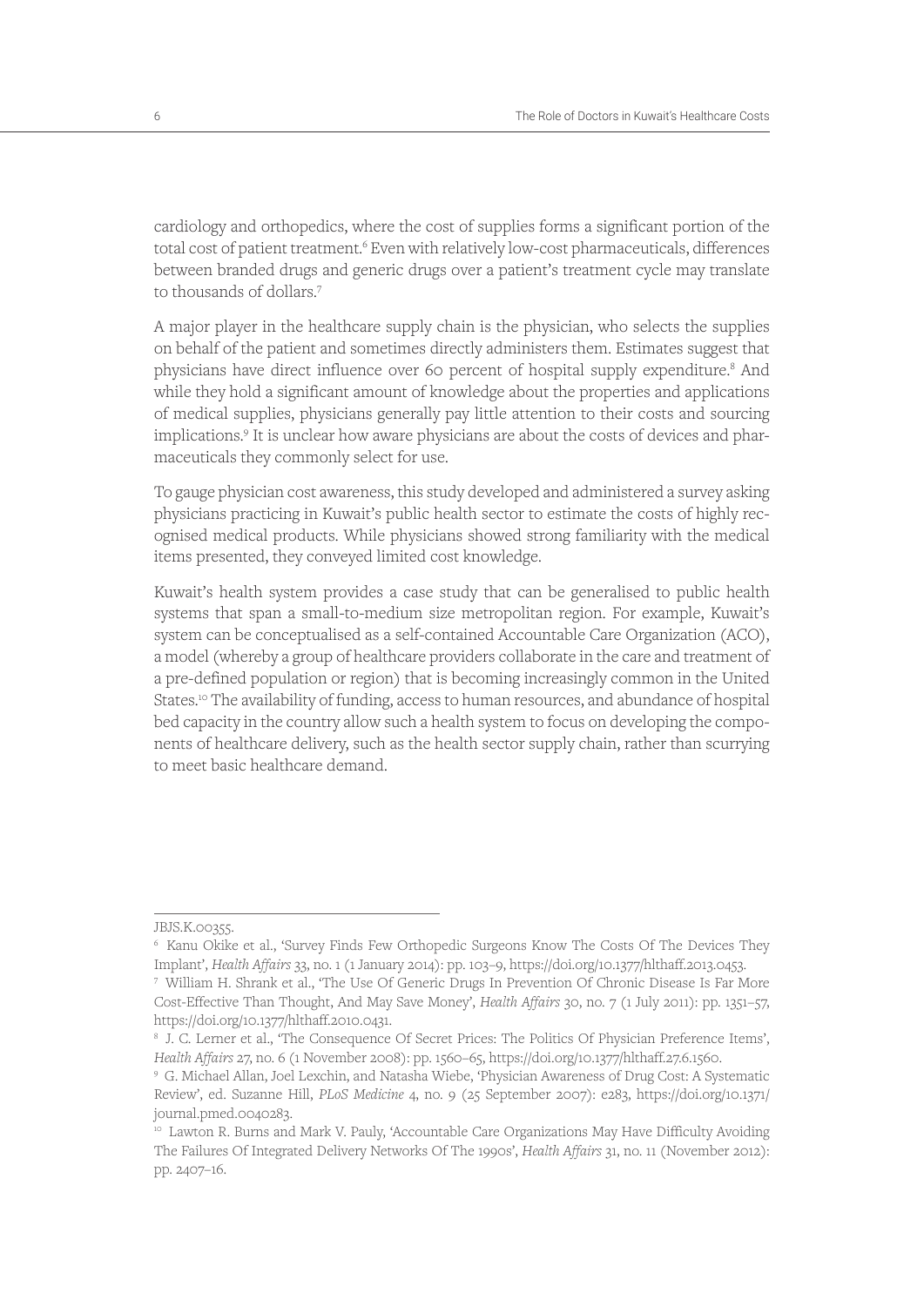cardiology and orthopedics, where the cost of supplies forms a significant portion of the total cost of patient treatment.[6] Even with relatively low-cost pharmaceuticals, differences between branded drugs and generic drugs over a patient's treatment cycle may translate to thousands of dollars.[7]

A major player in the healthcare supply chain is the physician, who selects the supplies on behalf of the patient and sometimes directly administers them. Estimates suggest that physicians have direct influence over 60 percent of hospital supply expenditure.[8] And while they hold a significant amount of knowledge about the properties and applications of medical supplies, physicians generally pay little attention to their costs and sourcing implications.[9] It is unclear how aware physicians are about the costs of devices and pharmaceuticals they commonly select for use.

To gauge physician cost awareness, this study developed and administered a survey asking physicians practicing in Kuwait's public health sector to estimate the costs of highly recognised medical products. While physicians showed strong familiarity with the medical items presented, they conveyed limited cost knowledge.

Kuwait's health system provides a case study that can be generalised to public health systems that span a small-to-medium size metropolitan region. For example, Kuwait's system can be conceptualised as a self-contained Accountable Care Organization (ACO), a model (whereby a group of healthcare providers collaborate in the care and treatment of a pre-defined population or region) that is becoming increasingly common in the United States.[10] The availability of funding, access to human resources, and abundance of hospital bed capacity in the country allow such a health system to focus on developing the components of healthcare delivery, such as the health sector supply chain, rather than scurrying to meet basic healthcare demand.

---

JBJS.K.00355.

[6] Kanu Okike et al., 'Survey Finds Few Orthopedic Surgeons Know The Costs Of The Devices They Implant', *Health Affairs* 33, no. 1 (1 January 2014): pp. 103–9, https://doi.org/10.1377/hlthaff.2013.0453.

[7] William H. Shrank et al., 'The Use Of Generic Drugs In Prevention Of Chronic Disease Is Far More Cost-Effective Than Thought, And May Save Money', *Health Affairs* 30, no. 7 (1 July 2011): pp. 1351–57, https://doi.org/10.1377/hlthaff.2010.0431.

[8] J. C. Lerner et al., 'The Consequence Of Secret Prices: The Politics Of Physician Preference Items', *Health Affairs* 27, no. 6 (1 November 2008): pp. 1560–65, https://doi.org/10.1377/hlthaff.27.6.1560.

[9] G. Michael Allan, Joel Lexchin, and Natasha Wiebe, 'Physician Awareness of Drug Cost: A Systematic Review', ed. Suzanne Hill, *PLoS Medicine* 4, no. 9 (25 September 2007): e283, https://doi.org/10.1371/journal.pmed.0040283.

[10] Lawton R. Burns and Mark V. Pauly, 'Accountable Care Organizations May Have Difficulty Avoiding The Failures Of Integrated Delivery Networks Of The 1990s', *Health Affairs* 31, no. 11 (November 2012): pp. 2407–16.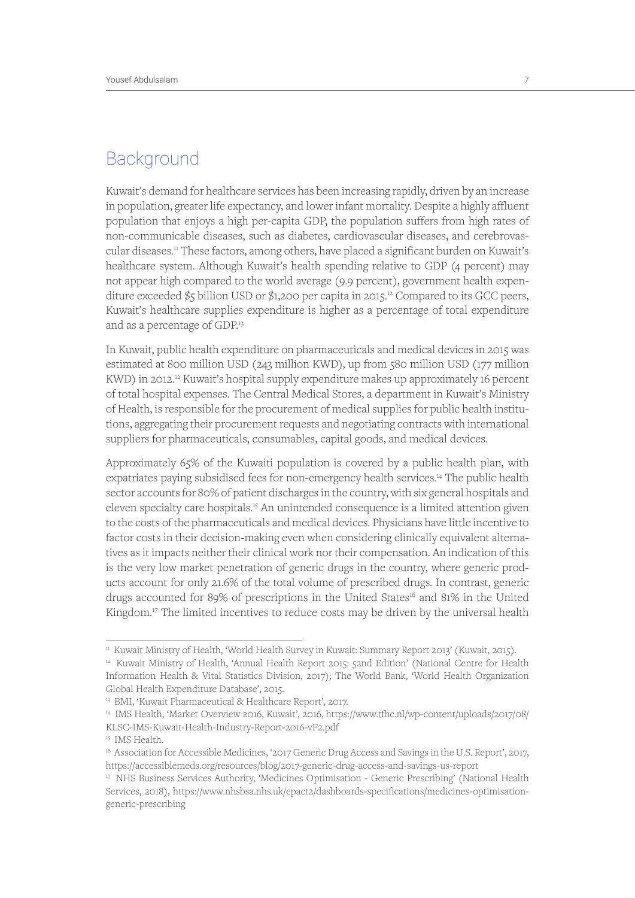## Background

Kuwait's demand for healthcare services has been increasing rapidly, driven by an increase in population, greater life expectancy, and lower infant mortality. Despite a highly affluent population that enjoys a high per-capita GDP, the population suffers from high rates of non-communicable diseases, such as diabetes, cardiovascular diseases, and cerebrovascular diseases.[11] These factors, among others, have placed a significant burden on Kuwait's healthcare system. Although Kuwait's health spending relative to GDP (4 percent) may not appear high compared to the world average (9.9 percent), government health expenditure exceeded $5 billion USD or $1,200 per capita in 2015.[12] Compared to its GCC peers, Kuwait's healthcare supplies expenditure is higher as a percentage of total expenditure and as a percentage of GDP.[13]

In Kuwait, public health expenditure on pharmaceuticals and medical devices in 2015 was estimated at 800 million USD (243 million KWD), up from 580 million USD (177 million KWD) in 2012.[12] Kuwait's hospital supply expenditure makes up approximately 16 percent of total hospital expenses. The Central Medical Stores, a department in Kuwait's Ministry of Health, is responsible for the procurement of medical supplies for public health institutions, aggregating their procurement requests and negotiating contracts with international suppliers for pharmaceuticals, consumables, capital goods, and medical devices.

Approximately 65% of the Kuwaiti population is covered by a public health plan, with expatriates paying subsidised fees for non-emergency health services.[14] The public health sector accounts for 80% of patient discharges in the country, with six general hospitals and eleven specialty care hospitals.[15] An unintended consequence is a limited attention given to the costs of the pharmaceuticals and medical devices. Physicians have little incentive to factor costs in their decision-making even when considering clinically equivalent alternatives as it impacts neither their clinical work nor their compensation. An indication of this is the very low market penetration of generic drugs in the country, where generic products account for only 21.6% of the total volume of prescribed drugs. In contrast, generic drugs accounted for 89% of prescriptions in the United States[16] and 81% in the United Kingdom.[17] The limited incentives to reduce costs may be driven by the universal health

---

[11] Kuwait Ministry of Health, 'World Health Survey in Kuwait: Summary Report 2013' (Kuwait, 2015).

[12] Kuwait Ministry of Health, 'Annual Health Report 2015: 52nd Edition' (National Centre for Health Information Health & Vital Statistics Division, 2017); The World Bank, 'World Health Organization Global Health Expenditure Database', 2015.

[13] BMI, 'Kuwait Pharmaceutical & Healthcare Report', 2017.

[14] IMS Health, 'Market Overview 2016, Kuwait', 2016, https://www.tfhc.nl/wp-content/uploads/2017/08/KLSC-IMS-Kuwait-Health-Industry-Report-2016-vF2.pdf

[15] IMS Health.

[16] Association for Accessible Medicines, '2017 Generic Drug Access and Savings in the U.S. Report', 2017, https://accessiblemeds.org/resources/blog/2017-generic-drug-access-and-savings-us-report

[17] NHS Business Services Authority, 'Medicines Optimisation - Generic Prescribing' (National Health Services, 2018), https://www.nhsbsa.nhs.uk/epact2/dashboards-specifications/medicines-optimisation-generic-prescribing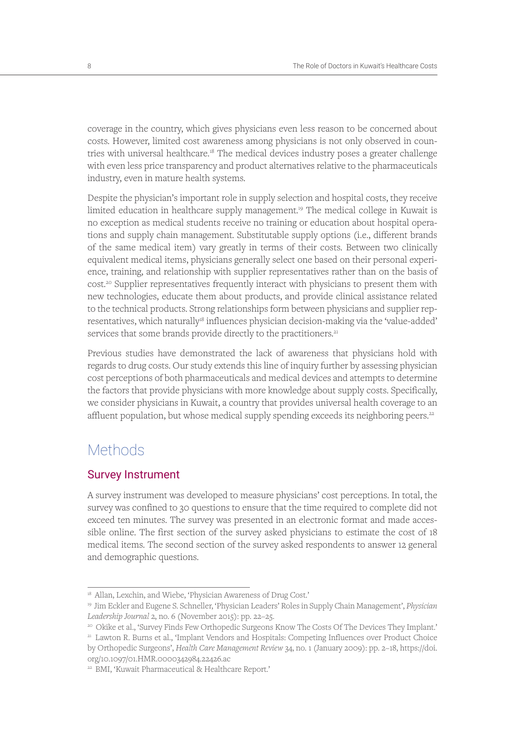coverage in the country, which gives physicians even less reason to be concerned about costs. However, limited cost awareness among physicians is not only observed in countries with universal healthcare.[18] The medical devices industry poses a greater challenge with even less price transparency and product alternatives relative to the pharmaceuticals industry, even in mature health systems.

Despite the physician's important role in supply selection and hospital costs, they receive limited education in healthcare supply management.[19] The medical college in Kuwait is no exception as medical students receive no training or education about hospital operations and supply chain management. Substitutable supply options (i.e., different brands of the same medical item) vary greatly in terms of their costs. Between two clinically equivalent medical items, physicians generally select one based on their personal experience, training, and relationship with supplier representatives rather than on the basis of cost.[20] Supplier representatives frequently interact with physicians to present them with new technologies, educate them about products, and provide clinical assistance related to the technical products. Strong relationships form between physicians and supplier representatives, which naturally[18] influences physician decision-making via the 'value-added' services that some brands provide directly to the practitioners.[21]

Previous studies have demonstrated the lack of awareness that physicians hold with regards to drug costs. Our study extends this line of inquiry further by assessing physician cost perceptions of both pharmaceuticals and medical devices and attempts to determine the factors that provide physicians with more knowledge about supply costs. Specifically, we consider physicians in Kuwait, a country that provides universal health coverage to an affluent population, but whose medical supply spending exceeds its neighboring peers.[22]

# Methods

## Survey Instrument

A survey instrument was developed to measure physicians' cost perceptions. In total, the survey was confined to 30 questions to ensure that the time required to complete did not exceed ten minutes. The survey was presented in an electronic format and made accessible online. The first section of the survey asked physicians to estimate the cost of 18 medical items. The second section of the survey asked respondents to answer 12 general and demographic questions.

---

[18] Allan, Lexchin, and Wiebe, 'Physician Awareness of Drug Cost.'

[19] Jim Eckler and Eugene S. Schneller, 'Physician Leaders' Roles in Supply Chain Management', *Physician Leadership Journal* 2, no. 6 (November 2015): pp. 22–25.

[20] Okike et al., 'Survey Finds Few Orthopedic Surgeons Know The Costs Of The Devices They Implant.'

[21] Lawton R. Burns et al., 'Implant Vendors and Hospitals: Competing Influences over Product Choice by Orthopedic Surgeons', *Health Care Management Review* 34, no. 1 (January 2009): pp. 2–18, https://doi.org/10.1097/01.HMR.0000342984.22426.ac

[22] BMI, 'Kuwait Pharmaceutical & Healthcare Report.'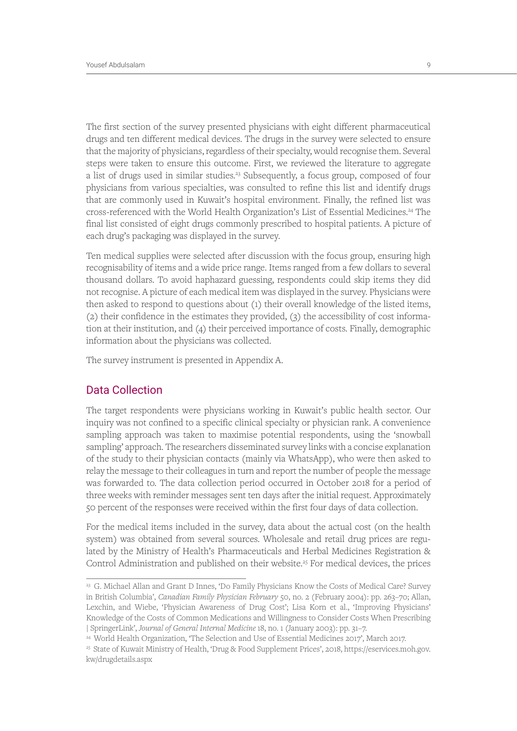The first section of the survey presented physicians with eight different pharmaceutical drugs and ten different medical devices. The drugs in the survey were selected to ensure that the majority of physicians, regardless of their specialty, would recognise them. Several steps were taken to ensure this outcome. First, we reviewed the literature to aggregate a list of drugs used in similar studies.[23] Subsequently, a focus group, composed of four physicians from various specialties, was consulted to refine this list and identify drugs that are commonly used in Kuwait's hospital environment. Finally, the refined list was cross-referenced with the World Health Organization's List of Essential Medicines.[24] The final list consisted of eight drugs commonly prescribed to hospital patients. A picture of each drug's packaging was displayed in the survey.

Ten medical supplies were selected after discussion with the focus group, ensuring high recognisability of items and a wide price range. Items ranged from a few dollars to several thousand dollars. To avoid haphazard guessing, respondents could skip items they did not recognise. A picture of each medical item was displayed in the survey. Physicians were then asked to respond to questions about (1) their overall knowledge of the listed items, (2) their confidence in the estimates they provided, (3) the accessibility of cost information at their institution, and (4) their perceived importance of costs. Finally, demographic information about the physicians was collected.

The survey instrument is presented in Appendix A.

## Data Collection

The target respondents were physicians working in Kuwait's public health sector. Our inquiry was not confined to a specific clinical specialty or physician rank. A convenience sampling approach was taken to maximise potential respondents, using the 'snowball sampling' approach. The researchers disseminated survey links with a concise explanation of the study to their physician contacts (mainly via WhatsApp), who were then asked to relay the message to their colleagues in turn and report the number of people the message was forwarded to. The data collection period occurred in October 2018 for a period of three weeks with reminder messages sent ten days after the initial request. Approximately 50 percent of the responses were received within the first four days of data collection.

For the medical items included in the survey, data about the actual cost (on the health system) was obtained from several sources. Wholesale and retail drug prices are regulated by the Ministry of Health's Pharmaceuticals and Herbal Medicines Registration & Control Administration and published on their website.[25] For medical devices, the prices

---

[23] G. Michael Allan and Grant D Innes, 'Do Family Physicians Know the Costs of Medical Care? Survey in British Columbia', *Canadian Family Physician February* 50, no. 2 (February 2004): pp. 263–70; Allan, Lexchin, and Wiebe, 'Physician Awareness of Drug Cost'; Lisa Korn et al., 'Improving Physicians' Knowledge of the Costs of Common Medications and Willingness to Consider Costs When Prescribing | SpringerLink', *Journal of General Internal Medicine* 18, no. 1 (January 2003): pp. 31–7.

[24] World Health Organization, 'The Selection and Use of Essential Medicines 2017', March 2017.

[25] State of Kuwait Ministry of Health, 'Drug & Food Supplement Prices', 2018, https://eservices.moh.gov.kw/drugdetails.aspx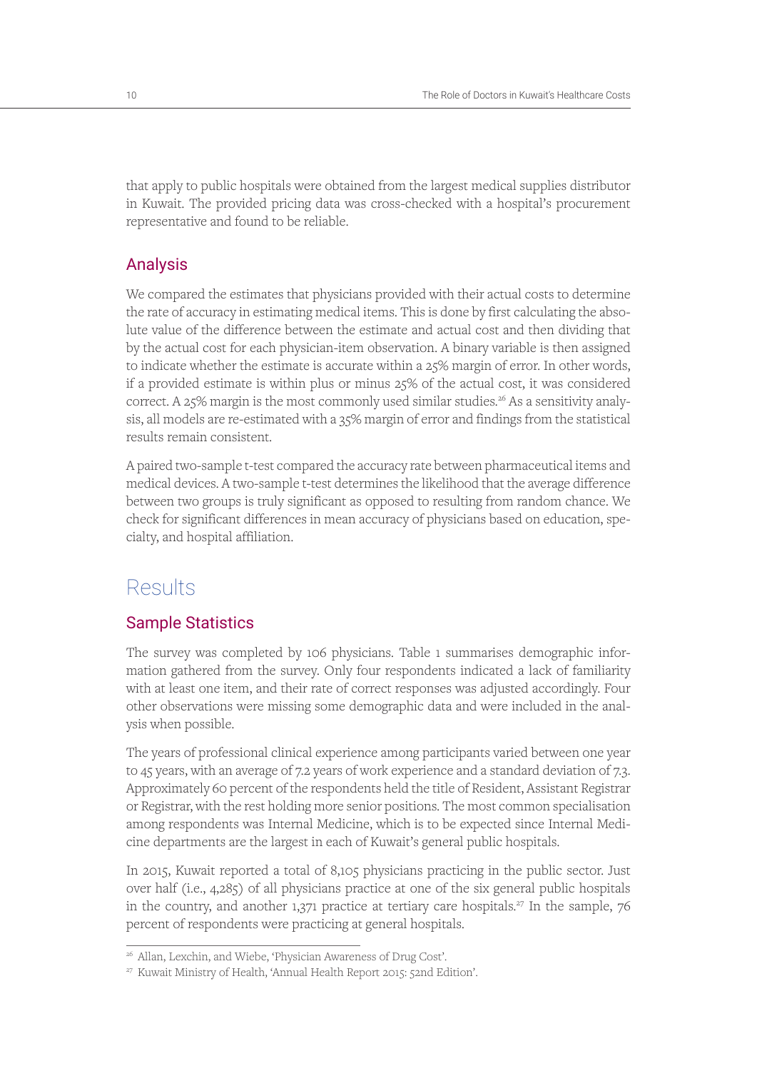that apply to public hospitals were obtained from the largest medical supplies distributor in Kuwait. The provided pricing data was cross-checked with a hospital's procurement representative and found to be reliable.

### Analysis

We compared the estimates that physicians provided with their actual costs to determine the rate of accuracy in estimating medical items. This is done by first calculating the absolute value of the difference between the estimate and actual cost and then dividing that by the actual cost for each physician-item observation. A binary variable is then assigned to indicate whether the estimate is accurate within a 25% margin of error. In other words, if a provided estimate is within plus or minus 25% of the actual cost, it was considered correct. A 25% margin is the most commonly used similar studies.[26] As a sensitivity analysis, all models are re-estimated with a 35% margin of error and findings from the statistical results remain consistent.

A paired two-sample t-test compared the accuracy rate between pharmaceutical items and medical devices. A two-sample t-test determines the likelihood that the average difference between two groups is truly significant as opposed to resulting from random chance. We check for significant differences in mean accuracy of physicians based on education, specialty, and hospital affiliation.

## Results

### Sample Statistics

The survey was completed by 106 physicians. Table 1 summarises demographic information gathered from the survey. Only four respondents indicated a lack of familiarity with at least one item, and their rate of correct responses was adjusted accordingly. Four other observations were missing some demographic data and were included in the analysis when possible.

The years of professional clinical experience among participants varied between one year to 45 years, with an average of 7.2 years of work experience and a standard deviation of 7.3. Approximately 60 percent of the respondents held the title of Resident, Assistant Registrar or Registrar, with the rest holding more senior positions. The most common specialisation among respondents was Internal Medicine, which is to be expected since Internal Medicine departments are the largest in each of Kuwait's general public hospitals.

In 2015, Kuwait reported a total of 8,105 physicians practicing in the public sector. Just over half (i.e., 4,285) of all physicians practice at one of the six general public hospitals in the country, and another 1,371 practice at tertiary care hospitals.[27] In the sample, 76 percent of respondents were practicing at general hospitals.

---

[26] Allan, Lexchin, and Wiebe, 'Physician Awareness of Drug Cost'.

[27] Kuwait Ministry of Health, 'Annual Health Report 2015: 52nd Edition'.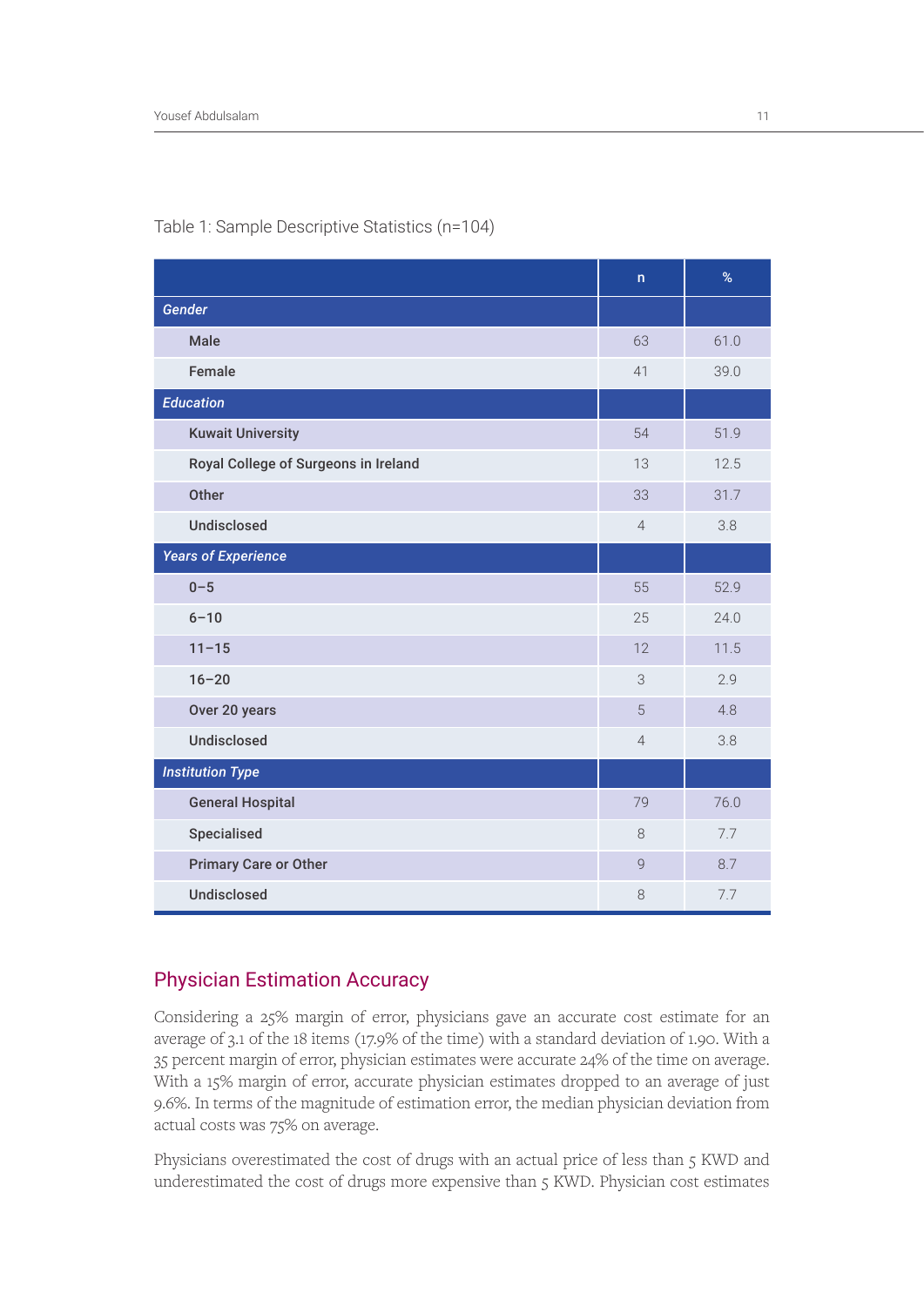Table 1: Sample Descriptive Statistics (n=104)

| | n | % |
|---|---|---|
| ***Gender*** | | |
| **Male** | 63 | 61.0 |
| **Female** | 41 | 39.0 |
| ***Education*** | | |
| **Kuwait University** | 54 | 51.9 |
| **Royal College of Surgeons in Ireland** | 13 | 12.5 |
| **Other** | 33 | 31.7 |
| **Undisclosed** | 4 | 3.8 |
| ***Years of Experience*** | | |
| **0–5** | 55 | 52.9 |
| **6–10** | 25 | 24.0 |
| **11–15** | 12 | 11.5 |
| **16–20** | 3 | 2.9 |
| **Over 20 years** | 5 | 4.8 |
| **Undisclosed** | 4 | 3.8 |
| ***Institution Type*** | | |
| **General Hospital** | 79 | 76.0 |
| **Specialised** | 8 | 7.7 |
| **Primary Care or Other** | 9 | 8.7 |
| **Undisclosed** | 8 | 7.7 |

## Physician Estimation Accuracy

Considering a 25% margin of error, physicians gave an accurate cost estimate for an average of 3.1 of the 18 items (17.9% of the time) with a standard deviation of 1.90. With a 35 percent margin of error, physician estimates were accurate 24% of the time on average. With a 15% margin of error, accurate physician estimates dropped to an average of just 9.6%. In terms of the magnitude of estimation error, the median physician deviation from actual costs was 75% on average.

Physicians overestimated the cost of drugs with an actual price of less than 5 KWD and underestimated the cost of drugs more expensive than 5 KWD. Physician cost estimates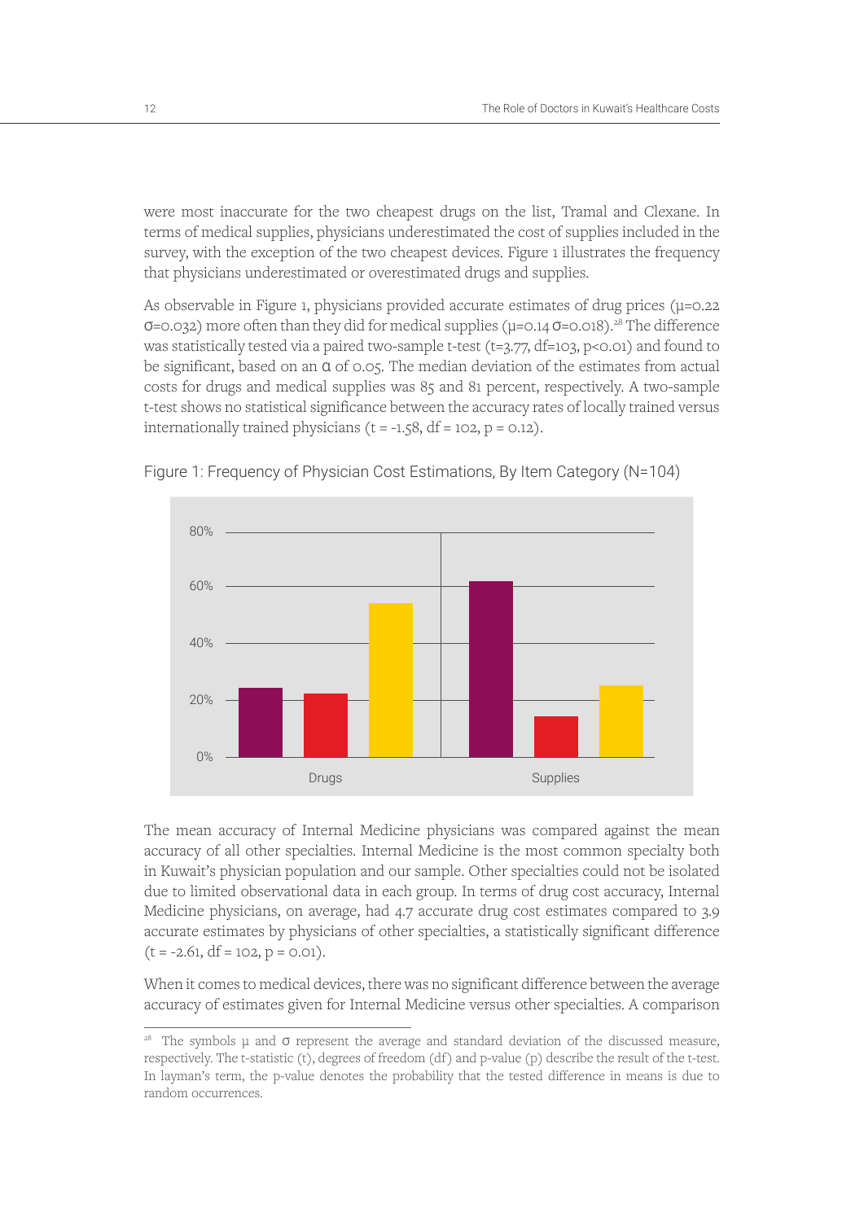were most inaccurate for the two cheapest drugs on the list, Tramal and Clexane. In terms of medical supplies, physicians underestimated the cost of supplies included in the survey, with the exception of the two cheapest devices. Figure 1 illustrates the frequency that physicians underestimated or overestimated drugs and supplies.

As observable in Figure 1, physicians provided accurate estimates of drug prices ($\mu$=0.22 $\sigma$=0.032) more often than they did for medical supplies ($\mu$=0.14 $\sigma$=0.018).[28] The difference was statistically tested via a paired two-sample t-test (t=3.77, df=103, p<0.01) and found to be significant, based on an $\alpha$ of 0.05. The median deviation of the estimates from actual costs for drugs and medical supplies was 85 and 81 percent, respectively. A two-sample t-test shows no statistical significance between the accuracy rates of locally trained versus internationally trained physicians (t = -1.58, df = 102, p = 0.12).

Figure 1: Frequency of Physician Cost Estimations, By Item Category (N=104)

The mean accuracy of Internal Medicine physicians was compared against the mean accuracy of all other specialties. Internal Medicine is the most common specialty both in Kuwait's physician population and our sample. Other specialties could not be isolated due to limited observational data in each group. In terms of drug cost accuracy, Internal Medicine physicians, on average, had 4.7 accurate drug cost estimates compared to 3.9 accurate estimates by physicians of other specialties, a statistically significant difference (t = -2.61, df = 102, p = 0.01).

When it comes to medical devices, there was no significant difference between the average accuracy of estimates given for Internal Medicine versus other specialties. A comparison

[28] The symbols $\mu$ and $\sigma$ represent the average and standard deviation of the discussed measure, respectively. The t-statistic (t), degrees of freedom (df) and p-value (p) describe the result of the t-test. In layman's term, the p-value denotes the probability that the tested difference in means is due to random occurrences.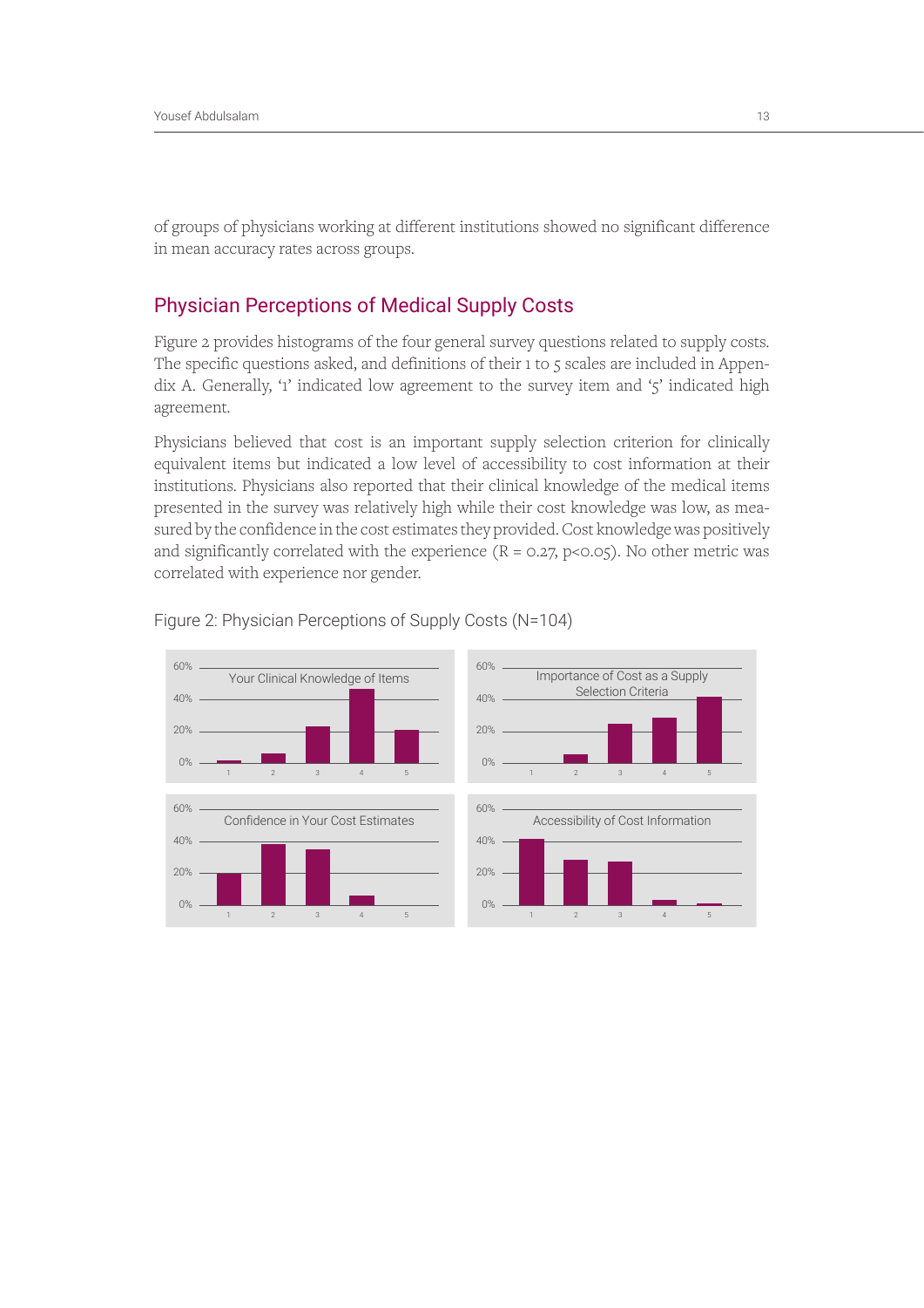of groups of physicians working at different institutions showed no significant difference in mean accuracy rates across groups.

## Physician Perceptions of Medical Supply Costs

Figure 2 provides histograms of the four general survey questions related to supply costs. The specific questions asked, and definitions of their 1 to 5 scales are included in Appendix A. Generally, '1' indicated low agreement to the survey item and '5' indicated high agreement.

Physicians believed that cost is an important supply selection criterion for clinically equivalent items but indicated a low level of accessibility to cost information at their institutions. Physicians also reported that their clinical knowledge of the medical items presented in the survey was relatively high while their cost knowledge was low, as measured by the confidence in the cost estimates they provided. Cost knowledge was positively and significantly correlated with the experience ($R = 0.27$, $p<0.05$). No other metric was correlated with experience nor gender.

Figure 2: Physician Perceptions of Supply Costs (N=104)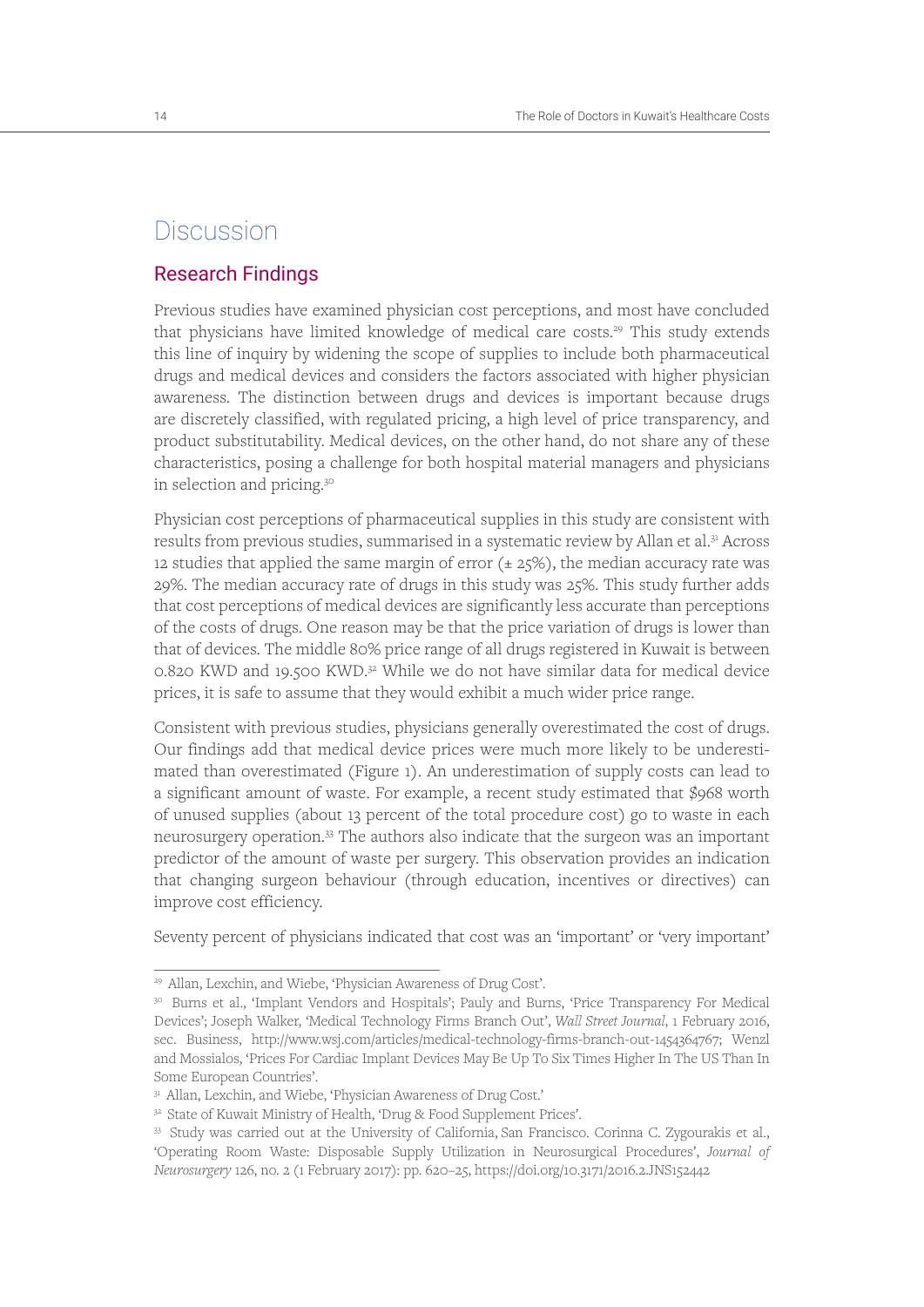# Discussion

## Research Findings

Previous studies have examined physician cost perceptions, and most have concluded that physicians have limited knowledge of medical care costs.[29] This study extends this line of inquiry by widening the scope of supplies to include both pharmaceutical drugs and medical devices and considers the factors associated with higher physician awareness. The distinction between drugs and devices is important because drugs are discretely classified, with regulated pricing, a high level of price transparency, and product substitutability. Medical devices, on the other hand, do not share any of these characteristics, posing a challenge for both hospital material managers and physicians in selection and pricing.[30]

Physician cost perceptions of pharmaceutical supplies in this study are consistent with results from previous studies, summarised in a systematic review by Allan et al.[31] Across 12 studies that applied the same margin of error (± 25%), the median accuracy rate was 29%. The median accuracy rate of drugs in this study was 25%. This study further adds that cost perceptions of medical devices are significantly less accurate than perceptions of the costs of drugs. One reason may be that the price variation of drugs is lower than that of devices. The middle 80% price range of all drugs registered in Kuwait is between 0.820 KWD and 19.500 KWD.[32] While we do not have similar data for medical device prices, it is safe to assume that they would exhibit a much wider price range.

Consistent with previous studies, physicians generally overestimated the cost of drugs. Our findings add that medical device prices were much more likely to be underestimated than overestimated (Figure 1). An underestimation of supply costs can lead to a significant amount of waste. For example, a recent study estimated that $968 worth of unused supplies (about 13 percent of the total procedure cost) go to waste in each neurosurgery operation.[33] The authors also indicate that the surgeon was an important predictor of the amount of waste per surgery. This observation provides an indication that changing surgeon behaviour (through education, incentives or directives) can improve cost efficiency.

Seventy percent of physicians indicated that cost was an 'important' or 'very important'

---

[29] Allan, Lexchin, and Wiebe, 'Physician Awareness of Drug Cost'.

[30] Burns et al., 'Implant Vendors and Hospitals'; Pauly and Burns, 'Price Transparency For Medical Devices'; Joseph Walker, 'Medical Technology Firms Branch Out', *Wall Street Journal*, 1 February 2016, sec. Business, http://www.wsj.com/articles/medical-technology-firms-branch-out-1454364767; Wenzl and Mossialos, 'Prices For Cardiac Implant Devices May Be Up To Six Times Higher In The US Than In Some European Countries'.

[31] Allan, Lexchin, and Wiebe, 'Physician Awareness of Drug Cost.'

[32] State of Kuwait Ministry of Health, 'Drug & Food Supplement Prices'.

[33] Study was carried out at the University of California, San Francisco. Corinna C. Zygourakis et al., 'Operating Room Waste: Disposable Supply Utilization in Neurosurgical Procedures', *Journal of Neurosurgery* 126, no. 2 (1 February 2017): pp. 620–25, https://doi.org/10.3171/2016.2.JNS152442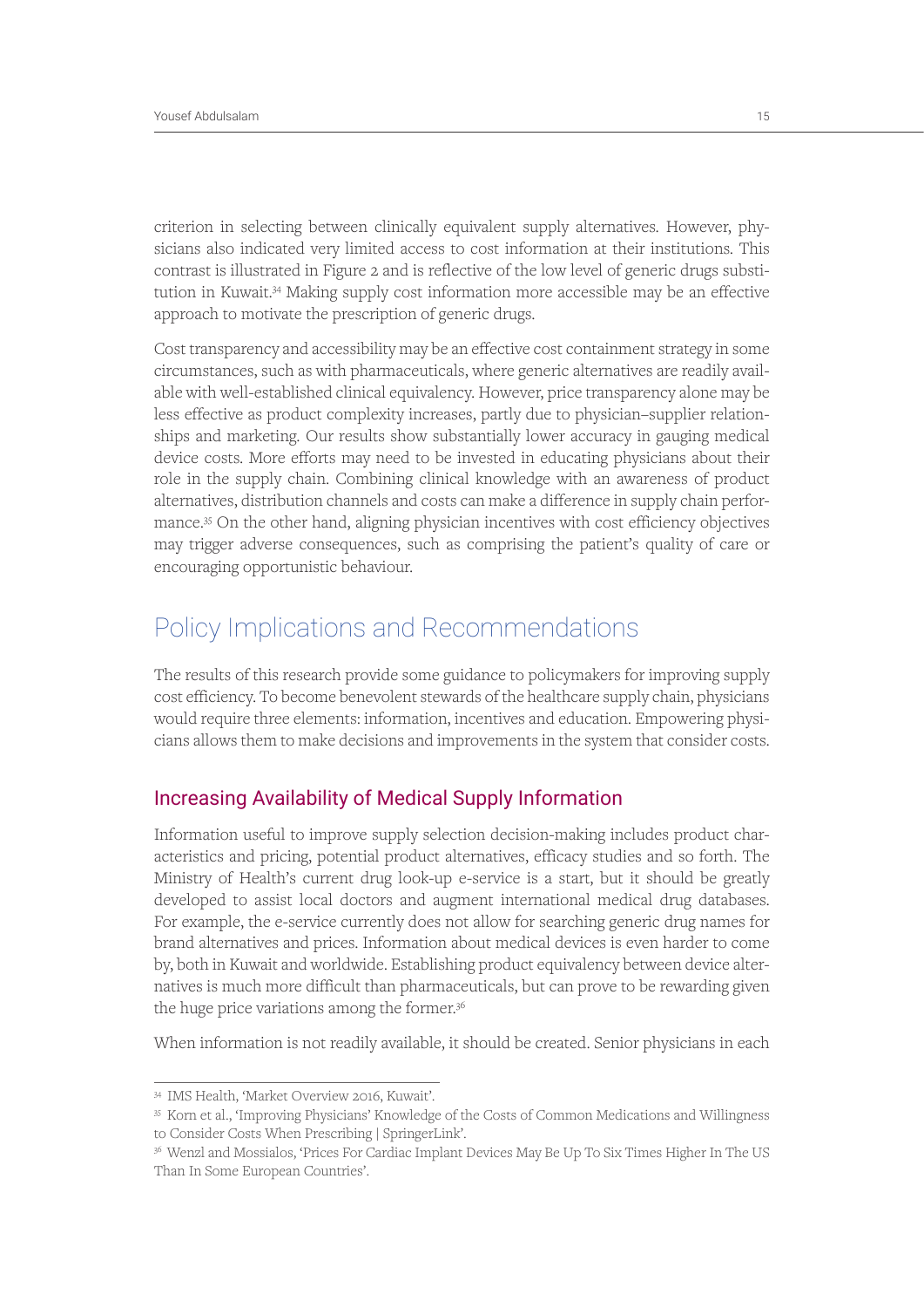criterion in selecting between clinically equivalent supply alternatives. However, physicians also indicated very limited access to cost information at their institutions. This contrast is illustrated in Figure 2 and is reflective of the low level of generic drugs substitution in Kuwait.[34] Making supply cost information more accessible may be an effective approach to motivate the prescription of generic drugs.

Cost transparency and accessibility may be an effective cost containment strategy in some circumstances, such as with pharmaceuticals, where generic alternatives are readily available with well-established clinical equivalency. However, price transparency alone may be less effective as product complexity increases, partly due to physician–supplier relationships and marketing. Our results show substantially lower accuracy in gauging medical device costs. More efforts may need to be invested in educating physicians about their role in the supply chain. Combining clinical knowledge with an awareness of product alternatives, distribution channels and costs can make a difference in supply chain performance.[35] On the other hand, aligning physician incentives with cost efficiency objectives may trigger adverse consequences, such as comprising the patient's quality of care or encouraging opportunistic behaviour.

## Policy Implications and Recommendations

The results of this research provide some guidance to policymakers for improving supply cost efficiency. To become benevolent stewards of the healthcare supply chain, physicians would require three elements: information, incentives and education. Empowering physicians allows them to make decisions and improvements in the system that consider costs.

### Increasing Availability of Medical Supply Information

Information useful to improve supply selection decision-making includes product characteristics and pricing, potential product alternatives, efficacy studies and so forth. The Ministry of Health's current drug look-up e-service is a start, but it should be greatly developed to assist local doctors and augment international medical drug databases. For example, the e-service currently does not allow for searching generic drug names for brand alternatives and prices. Information about medical devices is even harder to come by, both in Kuwait and worldwide. Establishing product equivalency between device alternatives is much more difficult than pharmaceuticals, but can prove to be rewarding given the huge price variations among the former.[36]

When information is not readily available, it should be created. Senior physicians in each

---

[34] IMS Health, 'Market Overview 2016, Kuwait'.

[35] Korn et al., 'Improving Physicians' Knowledge of the Costs of Common Medications and Willingness to Consider Costs When Prescribing | SpringerLink'.

[36] Wenzl and Mossialos, 'Prices For Cardiac Implant Devices May Be Up To Six Times Higher In The US Than In Some European Countries'.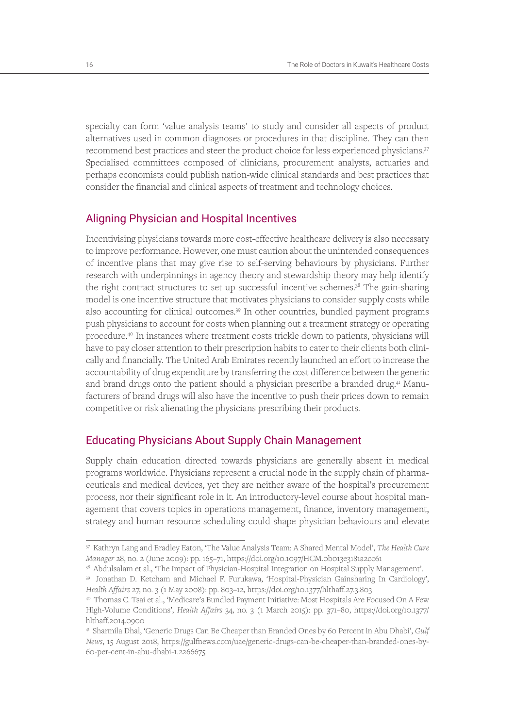specialty can form 'value analysis teams' to study and consider all aspects of product alternatives used in common diagnoses or procedures in that discipline. They can then recommend best practices and steer the product choice for less experienced physicians.[37] Specialised committees composed of clinicians, procurement analysts, actuaries and perhaps economists could publish nation-wide clinical standards and best practices that consider the financial and clinical aspects of treatment and technology choices.

## Aligning Physician and Hospital Incentives

Incentivising physicians towards more cost-effective healthcare delivery is also necessary to improve performance. However, one must caution about the unintended consequences of incentive plans that may give rise to self-serving behaviours by physicians. Further research with underpinnings in agency theory and stewardship theory may help identify the right contract structures to set up successful incentive schemes.[38] The gain-sharing model is one incentive structure that motivates physicians to consider supply costs while also accounting for clinical outcomes.[39] In other countries, bundled payment programs push physicians to account for costs when planning out a treatment strategy or operating procedure.[40] In instances where treatment costs trickle down to patients, physicians will have to pay closer attention to their prescription habits to cater to their clients both clinically and financially. The United Arab Emirates recently launched an effort to increase the accountability of drug expenditure by transferring the cost difference between the generic and brand drugs onto the patient should a physician prescribe a branded drug.[41] Manufacturers of brand drugs will also have the incentive to push their prices down to remain competitive or risk alienating the physicians prescribing their products.

## Educating Physicians About Supply Chain Management

Supply chain education directed towards physicians are generally absent in medical programs worldwide. Physicians represent a crucial node in the supply chain of pharmaceuticals and medical devices, yet they are neither aware of the hospital's procurement process, nor their significant role in it. An introductory-level course about hospital management that covers topics in operations management, finance, inventory management, strategy and human resource scheduling could shape physician behaviours and elevate

---

[37] Kathryn Lang and Bradley Eaton, 'The Value Analysis Team: A Shared Mental Model', *The Health Care Manager* 28, no. 2 (June 2009): pp. 165–71, https://doi.org/10.1097/HCM.0b013e3181a2cc61

[38] Abdulsalam et al., 'The Impact of Physician-Hospital Integration on Hospital Supply Management'.

[39] Jonathan D. Ketcham and Michael F. Furukawa, 'Hospital-Physician Gainsharing In Cardiology', *Health Affairs* 27, no. 3 (1 May 2008): pp. 803–12, https://doi.org/10.1377/hlthaff.27.3.803

[40] Thomas C. Tsai et al., 'Medicare's Bundled Payment Initiative: Most Hospitals Are Focused On A Few High-Volume Conditions', *Health Affairs* 34, no. 3 (1 March 2015): pp. 371–80, https://doi.org/10.1377/hlthaff.2014.0900

[41] Sharmila Dhal, 'Generic Drugs Can Be Cheaper than Branded Ones by 60 Percent in Abu Dhabi', *Gulf News*, 15 August 2018, https://gulfnews.com/uae/generic-drugs-can-be-cheaper-than-branded-ones-by-60-per-cent-in-abu-dhabi-1.2266675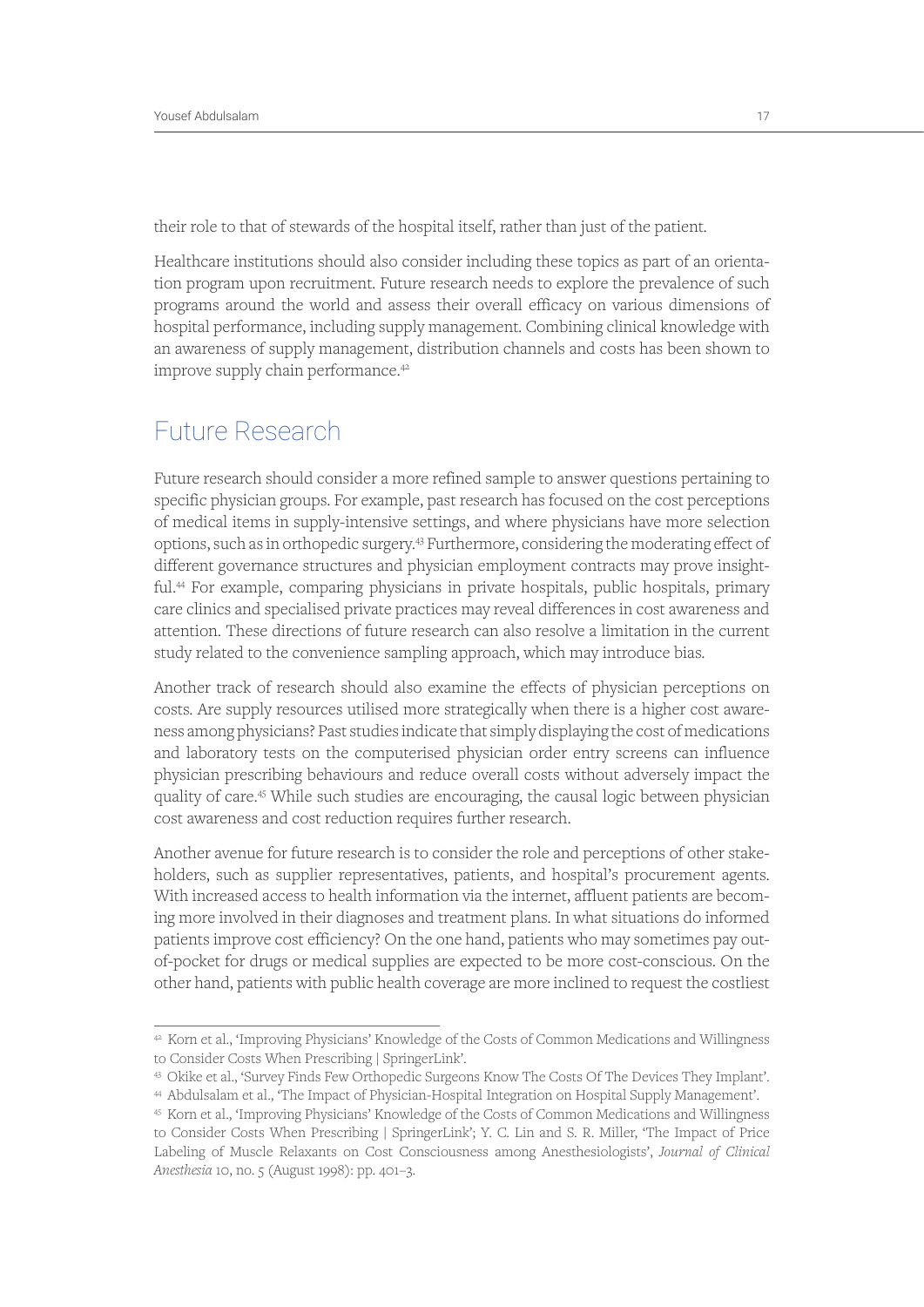their role to that of stewards of the hospital itself, rather than just of the patient.

Healthcare institutions should also consider including these topics as part of an orientation program upon recruitment. Future research needs to explore the prevalence of such programs around the world and assess their overall efficacy on various dimensions of hospital performance, including supply management. Combining clinical knowledge with an awareness of supply management, distribution channels and costs has been shown to improve supply chain performance.[42]

## Future Research

Future research should consider a more refined sample to answer questions pertaining to specific physician groups. For example, past research has focused on the cost perceptions of medical items in supply-intensive settings, and where physicians have more selection options, such as in orthopedic surgery.[43] Furthermore, considering the moderating effect of different governance structures and physician employment contracts may prove insightful.[44] For example, comparing physicians in private hospitals, public hospitals, primary care clinics and specialised private practices may reveal differences in cost awareness and attention. These directions of future research can also resolve a limitation in the current study related to the convenience sampling approach, which may introduce bias.

Another track of research should also examine the effects of physician perceptions on costs. Are supply resources utilised more strategically when there is a higher cost awareness among physicians? Past studies indicate that simply displaying the cost of medications and laboratory tests on the computerised physician order entry screens can influence physician prescribing behaviours and reduce overall costs without adversely impact the quality of care.[45] While such studies are encouraging, the causal logic between physician cost awareness and cost reduction requires further research.

Another avenue for future research is to consider the role and perceptions of other stakeholders, such as supplier representatives, patients, and hospital's procurement agents. With increased access to health information via the internet, affluent patients are becoming more involved in their diagnoses and treatment plans. In what situations do informed patients improve cost efficiency? On the one hand, patients who may sometimes pay out-of-pocket for drugs or medical supplies are expected to be more cost-conscious. On the other hand, patients with public health coverage are more inclined to request the costliest

---

[42] Korn et al., 'Improving Physicians' Knowledge of the Costs of Common Medications and Willingness to Consider Costs When Prescribing | SpringerLink'.

[43] Okike et al., 'Survey Finds Few Orthopedic Surgeons Know The Costs Of The Devices They Implant'.

[44] Abdulsalam et al., 'The Impact of Physician-Hospital Integration on Hospital Supply Management'.

[45] Korn et al., 'Improving Physicians' Knowledge of the Costs of Common Medications and Willingness to Consider Costs When Prescribing | SpringerLink'; Y. C. Lin and S. R. Miller, 'The Impact of Price Labeling of Muscle Relaxants on Cost Consciousness among Anesthesiologists', *Journal of Clinical Anesthesia* 10, no. 5 (August 1998): pp. 401–3.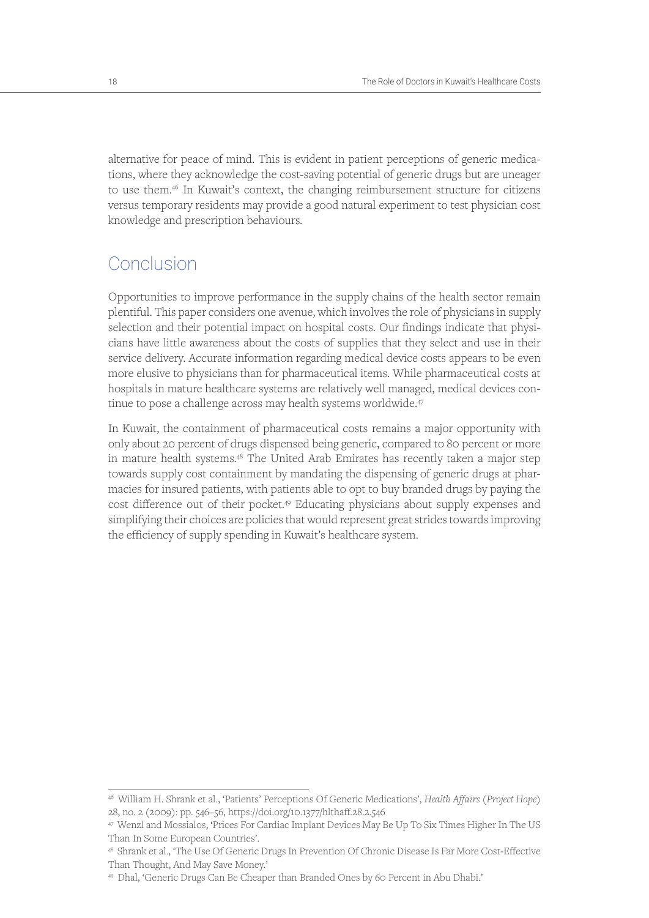alternative for peace of mind. This is evident in patient perceptions of generic medications, where they acknowledge the cost-saving potential of generic drugs but are uneager to use them.[46] In Kuwait's context, the changing reimbursement structure for citizens versus temporary residents may provide a good natural experiment to test physician cost knowledge and prescription behaviours.

## Conclusion

Opportunities to improve performance in the supply chains of the health sector remain plentiful. This paper considers one avenue, which involves the role of physicians in supply selection and their potential impact on hospital costs. Our findings indicate that physicians have little awareness about the costs of supplies that they select and use in their service delivery. Accurate information regarding medical device costs appears to be even more elusive to physicians than for pharmaceutical items. While pharmaceutical costs at hospitals in mature healthcare systems are relatively well managed, medical devices continue to pose a challenge across may health systems worldwide.[47]

In Kuwait, the containment of pharmaceutical costs remains a major opportunity with only about 20 percent of drugs dispensed being generic, compared to 80 percent or more in mature health systems.[48] The United Arab Emirates has recently taken a major step towards supply cost containment by mandating the dispensing of generic drugs at pharmacies for insured patients, with patients able to opt to buy branded drugs by paying the cost difference out of their pocket.[49] Educating physicians about supply expenses and simplifying their choices are policies that would represent great strides towards improving the efficiency of supply spending in Kuwait's healthcare system.

---

[46] William H. Shrank et al., 'Patients' Perceptions Of Generic Medications', *Health Affairs (Project Hope)* 28, no. 2 (2009): pp. 546–56, https://doi.org/10.1377/hlthaff.28.2.546

[47] Wenzl and Mossialos, 'Prices For Cardiac Implant Devices May Be Up To Six Times Higher In The US Than In Some European Countries'.

[48] Shrank et al., 'The Use Of Generic Drugs In Prevention Of Chronic Disease Is Far More Cost-Effective Than Thought, And May Save Money.'

[49] Dhal, 'Generic Drugs Can Be Cheaper than Branded Ones by 60 Percent in Abu Dhabi.'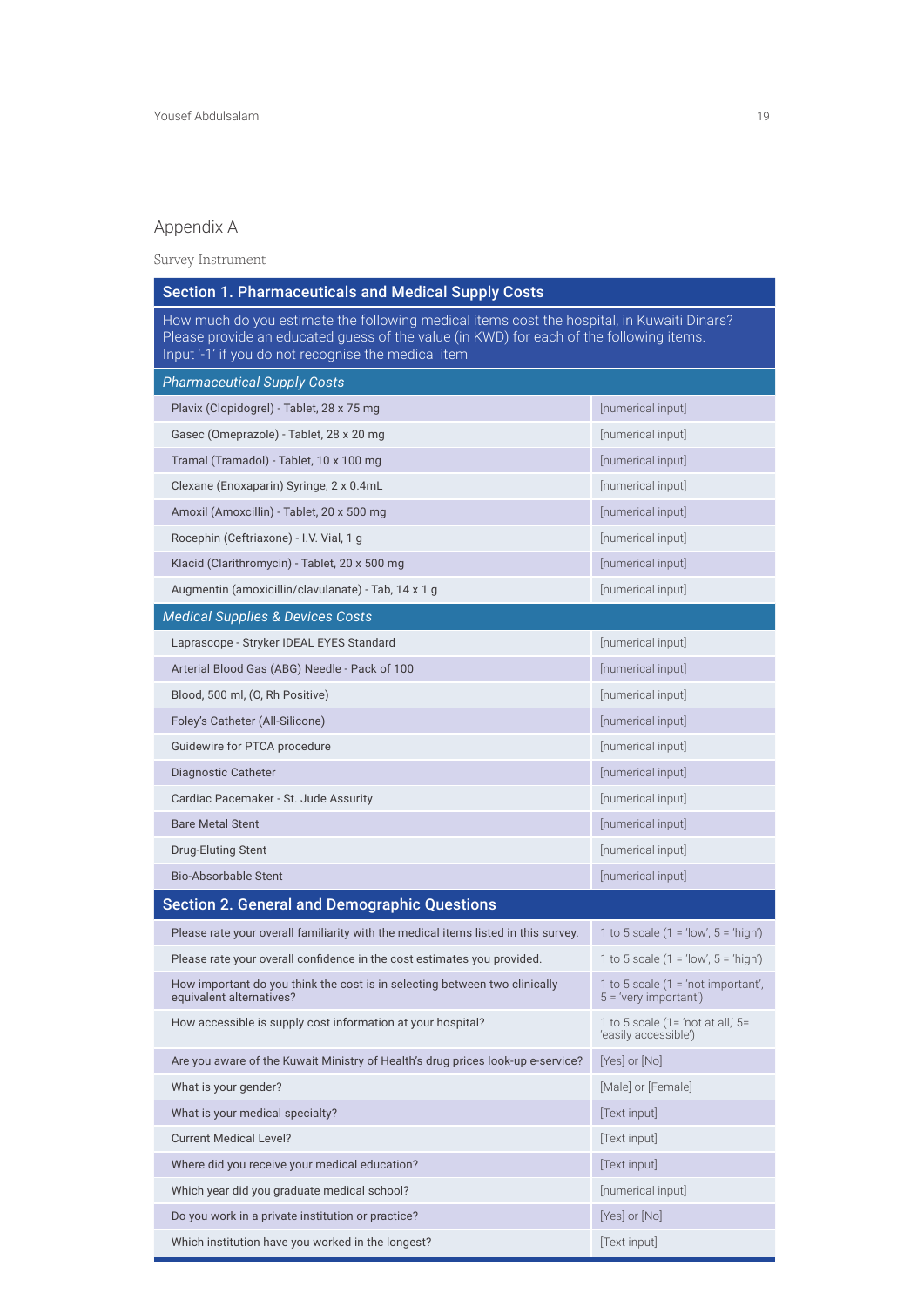## Appendix A

Survey Instrument

| Section 1. Pharmaceuticals and Medical Supply Costs | |
|---|---|
| How much do you estimate the following medical items cost the hospital, in Kuwaiti Dinars? Please provide an educated guess of the value (in KWD) for each of the following items. Input '-1' if you do not recognise the medical item | |
| *Pharmaceutical Supply Costs* | |
| Plavix (Clopidogrel) - Tablet, 28 x 75 mg | [numerical input] |
| Gasec (Omeprazole) - Tablet, 28 x 20 mg | [numerical input] |
| Tramal (Tramadol) - Tablet, 10 x 100 mg | [numerical input] |
| Clexane (Enoxaparin) Syringe, 2 x 0.4mL | [numerical input] |
| Amoxil (Amoxcillin) - Tablet, 20 x 500 mg | [numerical input] |
| Rocephin (Ceftriaxone) - I.V. Vial, 1 g | [numerical input] |
| Klacid (Clarithromycin) - Tablet, 20 x 500 mg | [numerical input] |
| Augmentin (amoxicillin/clavulanate) - Tab, 14 x 1 g | [numerical input] |
| *Medical Supplies & Devices Costs* | |
| Laprascope - Stryker IDEAL EYES Standard | [numerical input] |
| Arterial Blood Gas (ABG) Needle - Pack of 100 | [numerical input] |
| Blood, 500 ml, (O, Rh Positive) | [numerical input] |
| Foley's Catheter (All-Silicone) | [numerical input] |
| Guidewire for PTCA procedure | [numerical input] |
| Diagnostic Catheter | [numerical input] |
| Cardiac Pacemaker - St. Jude Assurity | [numerical input] |
| Bare Metal Stent | [numerical input] |
| Drug-Eluting Stent | [numerical input] |
| Bio-Absorbable Stent | [numerical input] |
| **Section 2. General and Demographic Questions** | |
| Please rate your overall familiarity with the medical items listed in this survey. | 1 to 5 scale (1 = 'low', 5 = 'high') |
| Please rate your overall confidence in the cost estimates you provided. | 1 to 5 scale (1 = 'low', 5 = 'high') |
| How important do you think the cost is in selecting between two clinically equivalent alternatives? | 1 to 5 scale (1 = 'not important', 5 = 'very important') |
| How accessible is supply cost information at your hospital? | 1 to 5 scale (1= 'not at all,' 5= 'easily accessible') |
| Are you aware of the Kuwait Ministry of Health's drug prices look-up e-service? | [Yes] or [No] |
| What is your gender? | [Male] or [Female] |
| What is your medical specialty? | [Text input] |
| Current Medical Level? | [Text input] |
| Where did you receive your medical education? | [Text input] |
| Which year did you graduate medical school? | [numerical input] |
| Do you work in a private institution or practice? | [Yes] or [No] |
| Which institution have you worked in the longest? | [Text input] |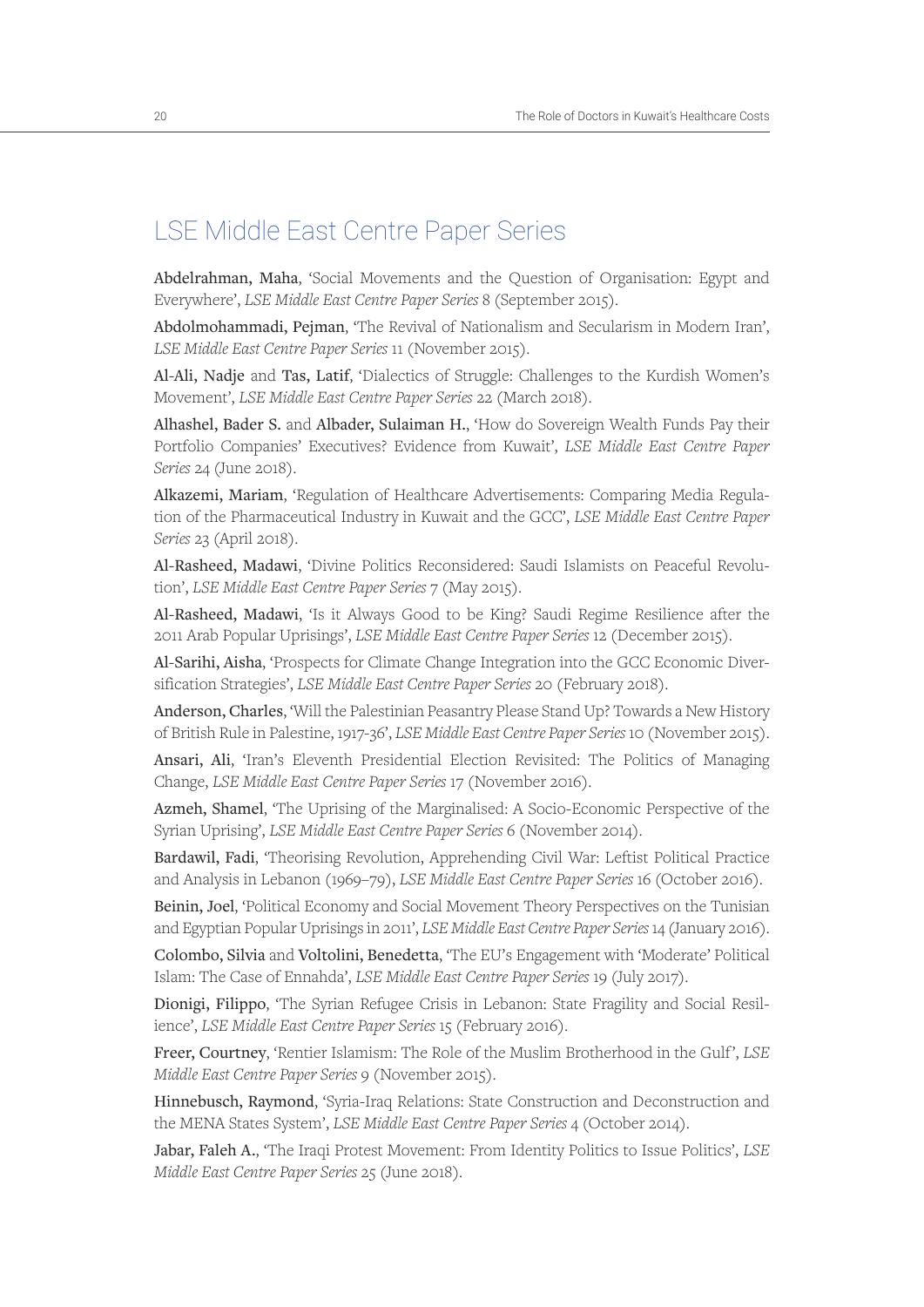## LSE Middle East Centre Paper Series

**Abdelrahman, Maha**, 'Social Movements and the Question of Organisation: Egypt and Everywhere', *LSE Middle East Centre Paper Series* 8 (September 2015).

**Abdolmohammadi, Pejman**, 'The Revival of Nationalism and Secularism in Modern Iran', *LSE Middle East Centre Paper Series* 11 (November 2015).

**Al-Ali, Nadje** and **Tas, Latif**, 'Dialectics of Struggle: Challenges to the Kurdish Women's Movement', *LSE Middle East Centre Paper Series* 22 (March 2018).

**Alhashel, Bader S.** and **Albader, Sulaiman H.**, 'How do Sovereign Wealth Funds Pay their Portfolio Companies' Executives? Evidence from Kuwait', *LSE Middle East Centre Paper Series* 24 (June 2018).

**Alkazemi, Mariam**, 'Regulation of Healthcare Advertisements: Comparing Media Regulation of the Pharmaceutical Industry in Kuwait and the GCC', *LSE Middle East Centre Paper Series* 23 (April 2018).

**Al-Rasheed, Madawi**, 'Divine Politics Reconsidered: Saudi Islamists on Peaceful Revolution', *LSE Middle East Centre Paper Series* 7 (May 2015).

**Al-Rasheed, Madawi**, 'Is it Always Good to be King? Saudi Regime Resilience after the 2011 Arab Popular Uprisings', *LSE Middle East Centre Paper Series* 12 (December 2015).

**Al-Sarihi, Aisha**, 'Prospects for Climate Change Integration into the GCC Economic Diversification Strategies', *LSE Middle East Centre Paper Series* 20 (February 2018).

**Anderson, Charles**, 'Will the Palestinian Peasantry Please Stand Up? Towards a New History of British Rule in Palestine, 1917-36', *LSE Middle East Centre Paper Series* 10 (November 2015).

**Ansari, Ali**, 'Iran's Eleventh Presidential Election Revisited: The Politics of Managing Change, *LSE Middle East Centre Paper Series* 17 (November 2016).

**Azmeh, Shamel**, 'The Uprising of the Marginalised: A Socio-Economic Perspective of the Syrian Uprising', *LSE Middle East Centre Paper Series* 6 (November 2014).

**Bardawil, Fadi**, 'Theorising Revolution, Apprehending Civil War: Leftist Political Practice and Analysis in Lebanon (1969–79), *LSE Middle East Centre Paper Series* 16 (October 2016).

**Beinin, Joel**, 'Political Economy and Social Movement Theory Perspectives on the Tunisian and Egyptian Popular Uprisings in 2011', *LSE Middle East Centre Paper Series* 14 (January 2016).

**Colombo, Silvia** and **Voltolini, Benedetta**, 'The EU's Engagement with 'Moderate' Political Islam: The Case of Ennahda', *LSE Middle East Centre Paper Series* 19 (July 2017).

**Dionigi, Filippo**, 'The Syrian Refugee Crisis in Lebanon: State Fragility and Social Resilience', *LSE Middle East Centre Paper Series* 15 (February 2016).

**Freer, Courtney**, 'Rentier Islamism: The Role of the Muslim Brotherhood in the Gulf', *LSE Middle East Centre Paper Series* 9 (November 2015).

**Hinnebusch, Raymond**, 'Syria-Iraq Relations: State Construction and Deconstruction and the MENA States System', *LSE Middle East Centre Paper Series* 4 (October 2014).

**Jabar, Faleh A.**, 'The Iraqi Protest Movement: From Identity Politics to Issue Politics', *LSE Middle East Centre Paper Series* 25 (June 2018).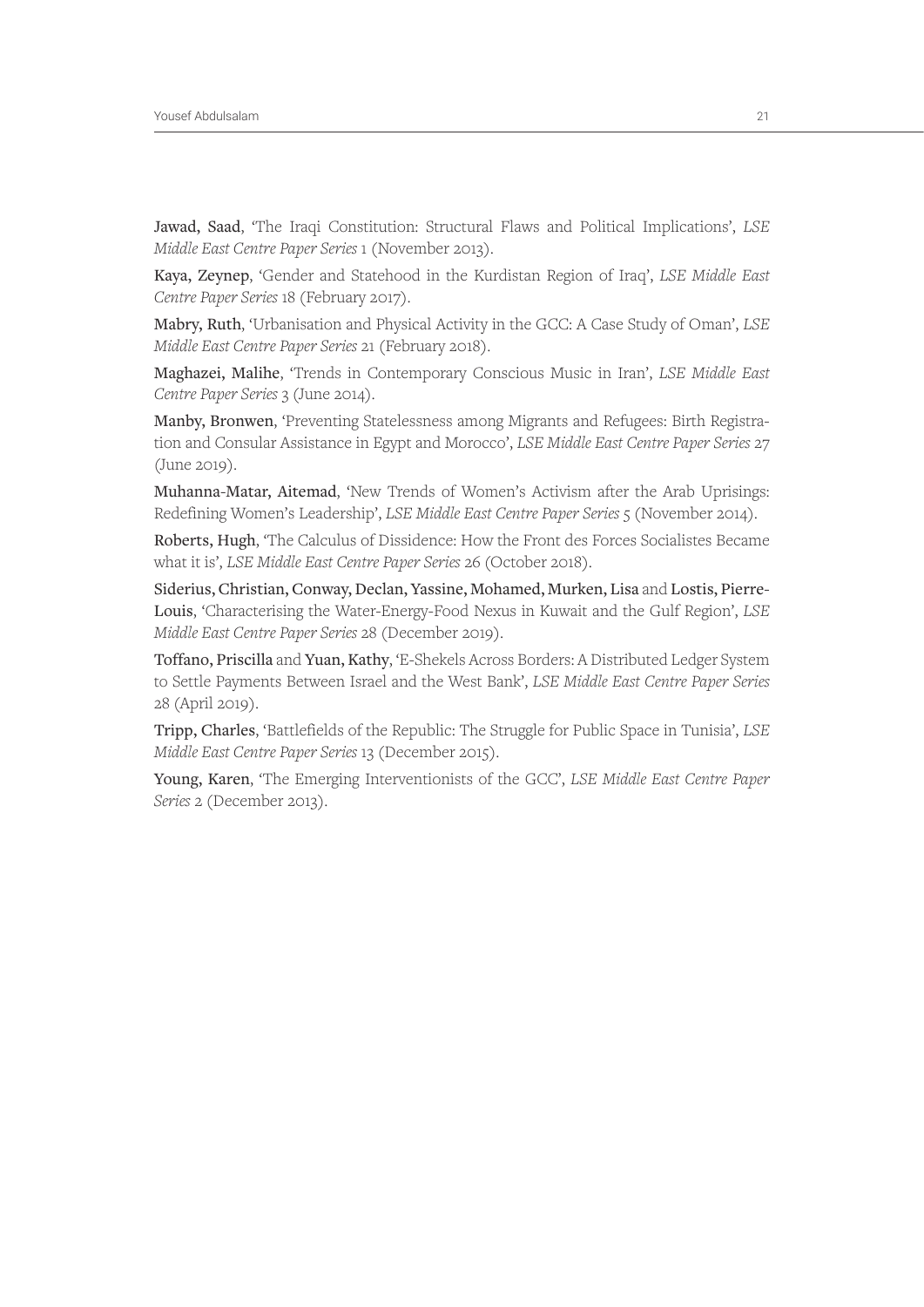**Jawad, Saad**, 'The Iraqi Constitution: Structural Flaws and Political Implications', *LSE Middle East Centre Paper Series* 1 (November 2013).

**Kaya, Zeynep**, 'Gender and Statehood in the Kurdistan Region of Iraq', *LSE Middle East Centre Paper Series* 18 (February 2017).

**Mabry, Ruth**, 'Urbanisation and Physical Activity in the GCC: A Case Study of Oman', *LSE Middle East Centre Paper Series* 21 (February 2018).

**Maghazei, Malihe**, 'Trends in Contemporary Conscious Music in Iran', *LSE Middle East Centre Paper Series* 3 (June 2014).

**Manby, Bronwen**, 'Preventing Statelessness among Migrants and Refugees: Birth Registration and Consular Assistance in Egypt and Morocco', *LSE Middle East Centre Paper Series* 27 (June 2019).

**Muhanna-Matar, Aitemad**, 'New Trends of Women's Activism after the Arab Uprisings: Redefining Women's Leadership', *LSE Middle East Centre Paper Series* 5 (November 2014).

**Roberts, Hugh**, 'The Calculus of Dissidence: How the Front des Forces Socialistes Became what it is', *LSE Middle East Centre Paper Series* 26 (October 2018).

**Siderius, Christian, Conway, Declan, Yassine, Mohamed, Murken, Lisa** and **Lostis, Pierre-Louis**, 'Characterising the Water-Energy-Food Nexus in Kuwait and the Gulf Region', *LSE Middle East Centre Paper Series* 28 (December 2019).

**Toffano, Priscilla** and **Yuan, Kathy**, 'E-Shekels Across Borders: A Distributed Ledger System to Settle Payments Between Israel and the West Bank', *LSE Middle East Centre Paper Series* 28 (April 2019).

**Tripp, Charles**, 'Battlefields of the Republic: The Struggle for Public Space in Tunisia', *LSE Middle East Centre Paper Series* 13 (December 2015).

**Young, Karen**, 'The Emerging Interventionists of the GCC', *LSE Middle East Centre Paper Series* 2 (December 2013).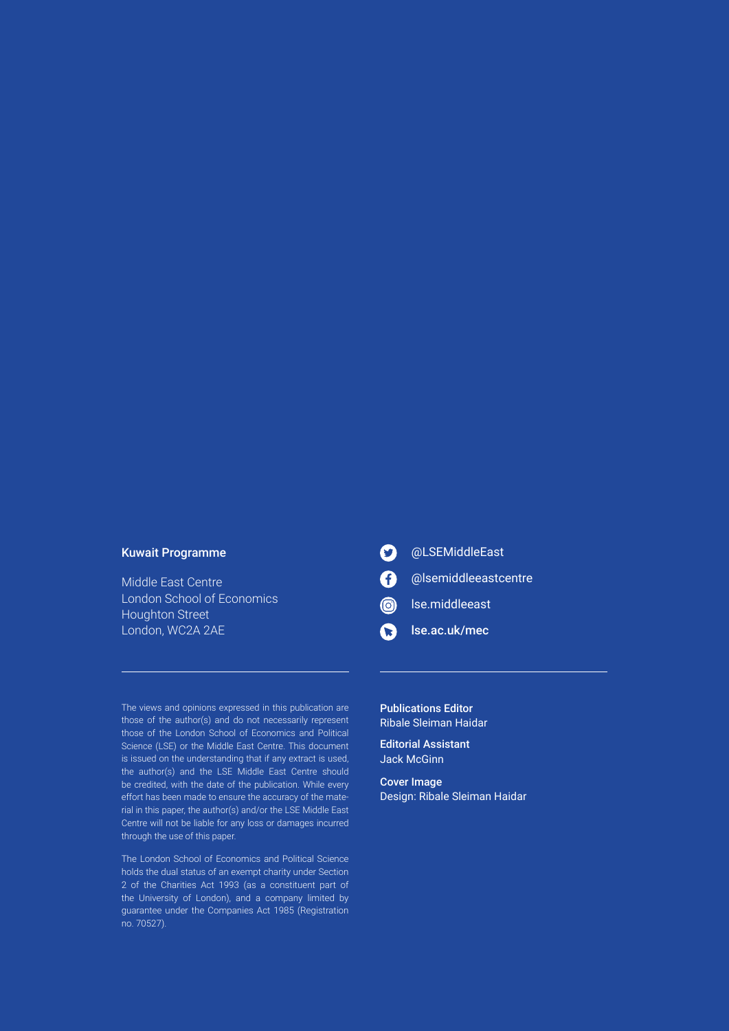**Kuwait Programme**

Middle East Centre
London School of Economics
Houghton Street
London, WC2A 2AE

@LSEMiddleEast

@lsemiddleeastcentre

lse.middleeast

**lse.ac.uk/mec**

The views and opinions expressed in this publication are those of the author(s) and do not necessarily represent those of the London School of Economics and Political Science (LSE) or the Middle East Centre. This document is issued on the understanding that if any extract is used, the author(s) and the LSE Middle East Centre should be credited, with the date of the publication. While every effort has been made to ensure the accuracy of the material in this paper, the author(s) and/or the LSE Middle East Centre will not be liable for any loss or damages incurred through the use of this paper.

The London School of Economics and Political Science holds the dual status of an exempt charity under Section 2 of the Charities Act 1993 (as a constituent part of the University of London), and a company limited by guarantee under the Companies Act 1985 (Registration no. 70527).

**Publications Editor**
Ribale Sleiman Haidar

**Editorial Assistant**
Jack McGinn

**Cover Image**
Design: Ribale Sleiman Haidar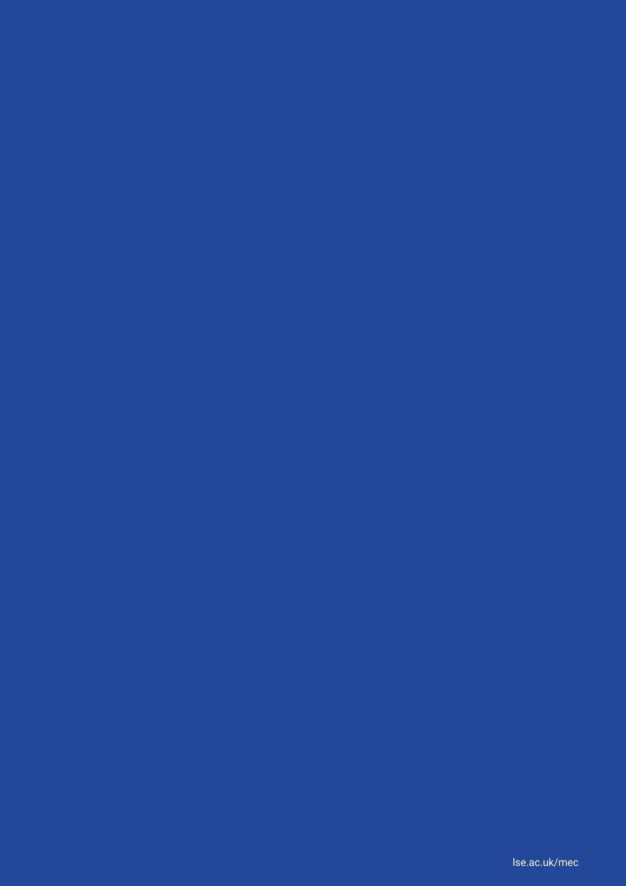lse.ac.uk/mec